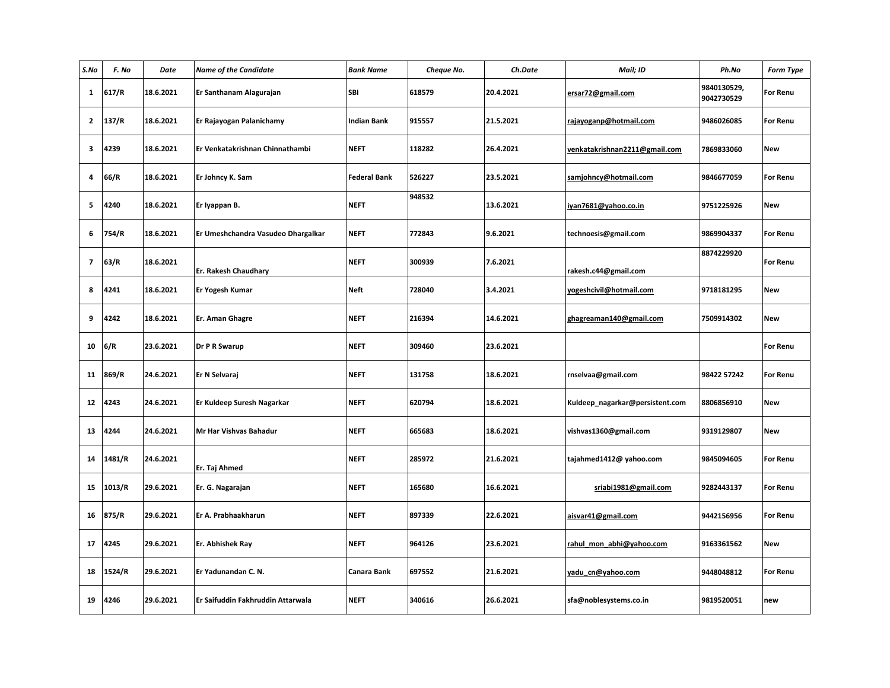| S.No | F. No | Date | Name of the Candidate | Bank Name | Cheque No. | Ch.Date | Mail; ID | Ph.No | Form Type |
|---|---|---|---|---|---|---|---|---|---|
| 1 | 617/R | 18.6.2021 | Er Santhanam Alagurajan | SBI | 618579 | 20.4.2021 | ersar72@gmail.com | 9840130529, 9042730529 | For Renu |
| 2 | 137/R | 18.6.2021 | Er Rajayogan Palanichamy | Indian Bank | 915557 | 21.5.2021 | rajayoganp@hotmail.com | 9486026085 | For Renu |
| 3 | 4239 | 18.6.2021 | Er Venkatakrishnan Chinnathambi | NEFT | 118282 | 26.4.2021 | venkatakrishnan2211@gmail.com | 7869833060 | New |
| 4 | 66/R | 18.6.2021 | Er Johncy K. Sam | Federal Bank | 526227 | 23.5.2021 | samjohncy@hotmail.com | 9846677059 | For Renu |
| 5 | 4240 | 18.6.2021 | Er Iyappan B. | NEFT | 948532 | 13.6.2021 | iyan7681@yahoo.co.in | 9751225926 | New |
| 6 | 754/R | 18.6.2021 | Er Umeshchandra Vasudeo Dhargalkar | NEFT | 772843 | 9.6.2021 | technoesis@gmail.com | 9869904337 | For Renu |
| 7 | 63/R | 18.6.2021 | Er. Rakesh Chaudhary | NEFT | 300939 | 7.6.2021 | rakesh.c44@gmail.com | 8874229920 | For Renu |
| 8 | 4241 | 18.6.2021 | Er Yogesh Kumar | Neft | 728040 | 3.4.2021 | yogeshcivil@hotmail.com | 9718181295 | New |
| 9 | 4242 | 18.6.2021 | Er. Aman Ghagre | NEFT | 216394 | 14.6.2021 | ghagreaman140@gmail.com | 7509914302 | New |
| 10 | 6/R | 23.6.2021 | Dr P R Swarup | NEFT | 309460 | 23.6.2021 | | | For Renu |
| 11 | 869/R | 24.6.2021 | Er N Selvaraj | NEFT | 131758 | 18.6.2021 | rnselvaa@gmail.com | 98422 57242 | For Renu |
| 12 | 4243 | 24.6.2021 | Er Kuldeep Suresh Nagarkar | NEFT | 620794 | 18.6.2021 | Kuldeep_nagarkar@persistent.com | 8806856910 | New |
| 13 | 4244 | 24.6.2021 | Mr Har Vishvas Bahadur | NEFT | 665683 | 18.6.2021 | vishvas1360@gmail.com | 9319129807 | New |
| 14 | 1481/R | 24.6.2021 | Er. Taj Ahmed | NEFT | 285972 | 21.6.2021 | tajahmed1412@ yahoo.com | 9845094605 | For Renu |
| 15 | 1013/R | 29.6.2021 | Er. G. Nagarajan | NEFT | 165680 | 16.6.2021 | sriabi1981@gmail.com | 9282443137 | For Renu |
| 16 | 875/R | 29.6.2021 | Er A. Prabhaakharun | NEFT | 897339 | 22.6.2021 | aisvar41@gmail.com | 9442156956 | For Renu |
| 17 | 4245 | 29.6.2021 | Er. Abhishek Ray | NEFT | 964126 | 23.6.2021 | rahul_mon_abhi@yahoo.com | 9163361562 | New |
| 18 | 1524/R | 29.6.2021 | Er Yadunandan C. N. | Canara Bank | 697552 | 21.6.2021 | yadu_cn@yahoo.com | 9448048812 | For Renu |
| 19 | 4246 | 29.6.2021 | Er Saifuddin Fakhruddin Attarwala | NEFT | 340616 | 26.6.2021 | sfa@noblesystems.co.in | 9819520051 | new |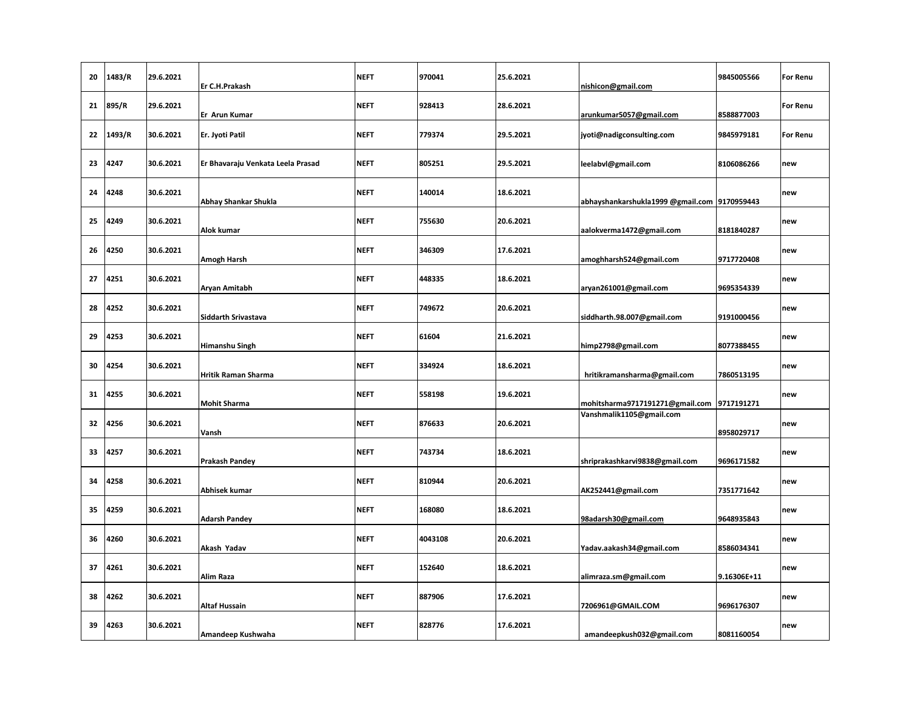| 20 | 1483/R | 29.6.2021 | Er C.H.Prakash | NEFT | 970041 | 25.6.2021 | nishicon@gmail.com | 9845005566 | For Renu |
|---|---|---|---|---|---|---|---|---|---|
| 21 | 895/R | 29.6.2021 | Er Arun Kumar | NEFT | 928413 | 28.6.2021 | arunkumar5057@gmail.com | 8588877003 | For Renu |
| 22 | 1493/R | 30.6.2021 | Er. Jyoti Patil | NEFT | 779374 | 29.5.2021 | jyoti@nadigconsulting.com | 9845979181 | For Renu |
| 23 | 4247 | 30.6.2021 | Er Bhavaraju Venkata Leela Prasad | NEFT | 805251 | 29.5.2021 | leelabvl@gmail.com | 8106086266 | new |
| 24 | 4248 | 30.6.2021 | Abhay Shankar Shukla | NEFT | 140014 | 18.6.2021 | abhayshankarshukla1999 @gmail.com | 9170959443 | new |
| 25 | 4249 | 30.6.2021 | Alok kumar | NEFT | 755630 | 20.6.2021 | aalokverma1472@gmail.com | 8181840287 | new |
| 26 | 4250 | 30.6.2021 | Amogh Harsh | NEFT | 346309 | 17.6.2021 | amoghharsh524@gmail.com | 9717720408 | new |
| 27 | 4251 | 30.6.2021 | Aryan Amitabh | NEFT | 448335 | 18.6.2021 | aryan261001@gmail.com | 9695354339 | new |
| 28 | 4252 | 30.6.2021 | Siddarth Srivastava | NEFT | 749672 | 20.6.2021 | siddharth.98.007@gmail.com | 9191000456 | new |
| 29 | 4253 | 30.6.2021 | Himanshu Singh | NEFT | 61604 | 21.6.2021 | himp2798@gmail.com | 8077388455 | new |
| 30 | 4254 | 30.6.2021 | Hritik Raman Sharma | NEFT | 334924 | 18.6.2021 | hritikramansharma@gmail.com | 7860513195 | new |
| 31 | 4255 | 30.6.2021 | Mohit Sharma | NEFT | 558198 | 19.6.2021 | mohitsharma9717191271@gmail.com | 9717191271 | new |
| 32 | 4256 | 30.6.2021 | Vansh | NEFT | 876633 | 20.6.2021 | Vanshmalik1105@gmail.com | 8958029717 | new |
| 33 | 4257 | 30.6.2021 | Prakash Pandey | NEFT | 743734 | 18.6.2021 | shriprakashkarvi9838@gmail.com | 9696171582 | new |
| 34 | 4258 | 30.6.2021 | Abhisek kumar | NEFT | 810944 | 20.6.2021 | AK252441@gmail.com | 7351771642 | new |
| 35 | 4259 | 30.6.2021 | Adarsh Pandey | NEFT | 168080 | 18.6.2021 | 98adarsh30@gmail.com | 9648935843 | new |
| 36 | 4260 | 30.6.2021 | Akash Yadav | NEFT | 4043108 | 20.6.2021 | Yadav.aakash34@gmail.com | 8586034341 | new |
| 37 | 4261 | 30.6.2021 | Alim Raza | NEFT | 152640 | 18.6.2021 | alimraza.sm@gmail.com | 9.16306E+11 | new |
| 38 | 4262 | 30.6.2021 | Altaf Hussain | NEFT | 887906 | 17.6.2021 | 7206961@GMAIL.COM | 9696176307 | new |
| 39 | 4263 | 30.6.2021 | Amandeep Kushwaha | NEFT | 828776 | 17.6.2021 | amandeepkush032@gmail.com | 8081160054 | new |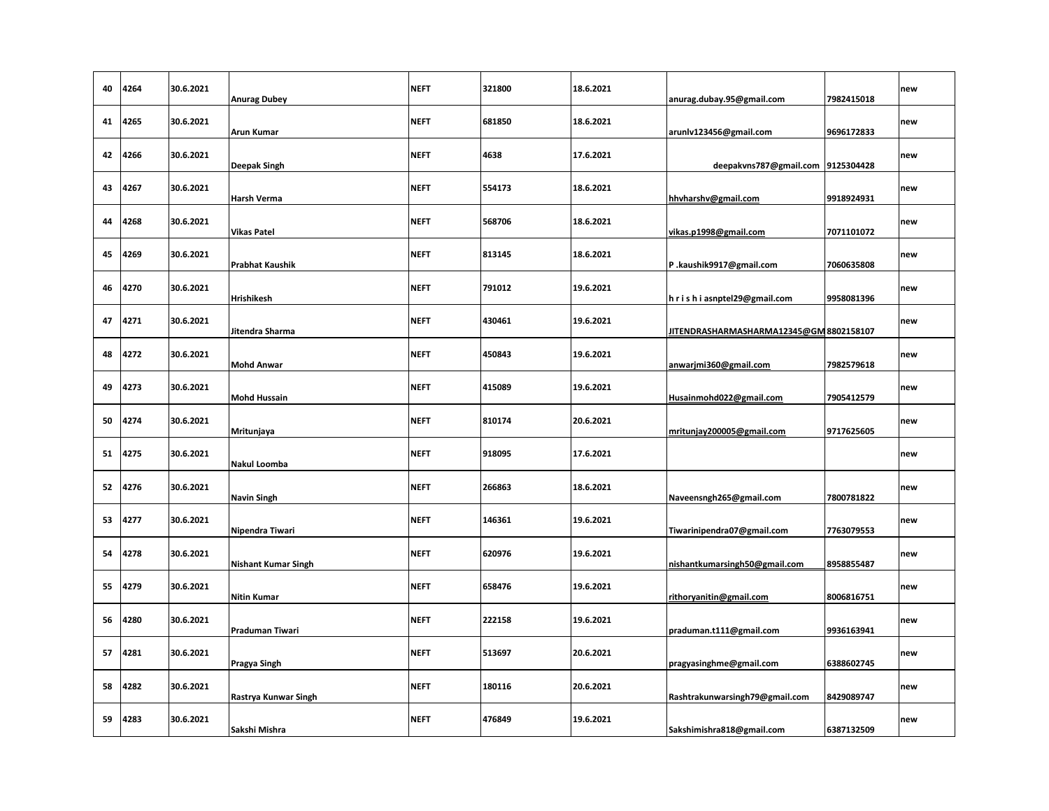| 40 | 4264 | 30.6.2021 | Anurag Dubey | NEFT | 321800 | 18.6.2021 | anurag.dubay.95@gmail.com | 7982415018 | new |
|---|---|---|---|---|---|---|---|---|---|
| 41 | 4265 | 30.6.2021 | Arun Kumar | NEFT | 681850 | 18.6.2021 | arunlv123456@gmail.com | 9696172833 | new |
| 42 | 4266 | 30.6.2021 | Deepak Singh | NEFT | 4638 | 17.6.2021 | deepakvns787@gmail.com | 9125304428 | new |
| 43 | 4267 | 30.6.2021 | Harsh Verma | NEFT | 554173 | 18.6.2021 | hhvharshv@gmail.com | 9918924931 | new |
| 44 | 4268 | 30.6.2021 | Vikas Patel | NEFT | 568706 | 18.6.2021 | vikas.p1998@gmail.com | 7071101072 | new |
| 45 | 4269 | 30.6.2021 | Prabhat Kaushik | NEFT | 813145 | 18.6.2021 | P .kaushik9917@gmail.com | 7060635808 | new |
| 46 | 4270 | 30.6.2021 | Hrishikesh | NEFT | 791012 | 19.6.2021 | h r i s h i asnptel29@gmail.com | 9958081396 | new |
| 47 | 4271 | 30.6.2021 | Jitendra Sharma | NEFT | 430461 | 19.6.2021 | JITENDRASHARMASHARMA12345@GM | 8802158107 | new |
| 48 | 4272 | 30.6.2021 | Mohd Anwar | NEFT | 450843 | 19.6.2021 | anwarjmi360@gmail.com | 7982579618 | new |
| 49 | 4273 | 30.6.2021 | Mohd Hussain | NEFT | 415089 | 19.6.2021 | Husainmohd022@gmail.com | 7905412579 | new |
| 50 | 4274 | 30.6.2021 | Mritunjaya | NEFT | 810174 | 20.6.2021 | mritunjay200005@gmail.com | 9717625605 | new |
| 51 | 4275 | 30.6.2021 | Nakul Loomba | NEFT | 918095 | 17.6.2021 | | | new |
| 52 | 4276 | 30.6.2021 | Navin Singh | NEFT | 266863 | 18.6.2021 | Naveensngh265@gmail.com | 7800781822 | new |
| 53 | 4277 | 30.6.2021 | Nipendra Tiwari | NEFT | 146361 | 19.6.2021 | Tiwarinipendra07@gmail.com | 7763079553 | new |
| 54 | 4278 | 30.6.2021 | Nishant Kumar Singh | NEFT | 620976 | 19.6.2021 | nishantkumarsingh50@gmail.com | 8958855487 | new |
| 55 | 4279 | 30.6.2021 | Nitin Kumar | NEFT | 658476 | 19.6.2021 | rithoryanitin@gmail.com | 8006816751 | new |
| 56 | 4280 | 30.6.2021 | Praduman Tiwari | NEFT | 222158 | 19.6.2021 | praduman.t111@gmail.com | 9936163941 | new |
| 57 | 4281 | 30.6.2021 | Pragya Singh | NEFT | 513697 | 20.6.2021 | pragyasinghme@gmail.com | 6388602745 | new |
| 58 | 4282 | 30.6.2021 | Rastrya Kunwar Singh | NEFT | 180116 | 20.6.2021 | Rashtrakunwarsingh79@gmail.com | 8429089747 | new |
| 59 | 4283 | 30.6.2021 | Sakshi Mishra | NEFT | 476849 | 19.6.2021 | Sakshimishra818@gmail.com | 6387132509 | new |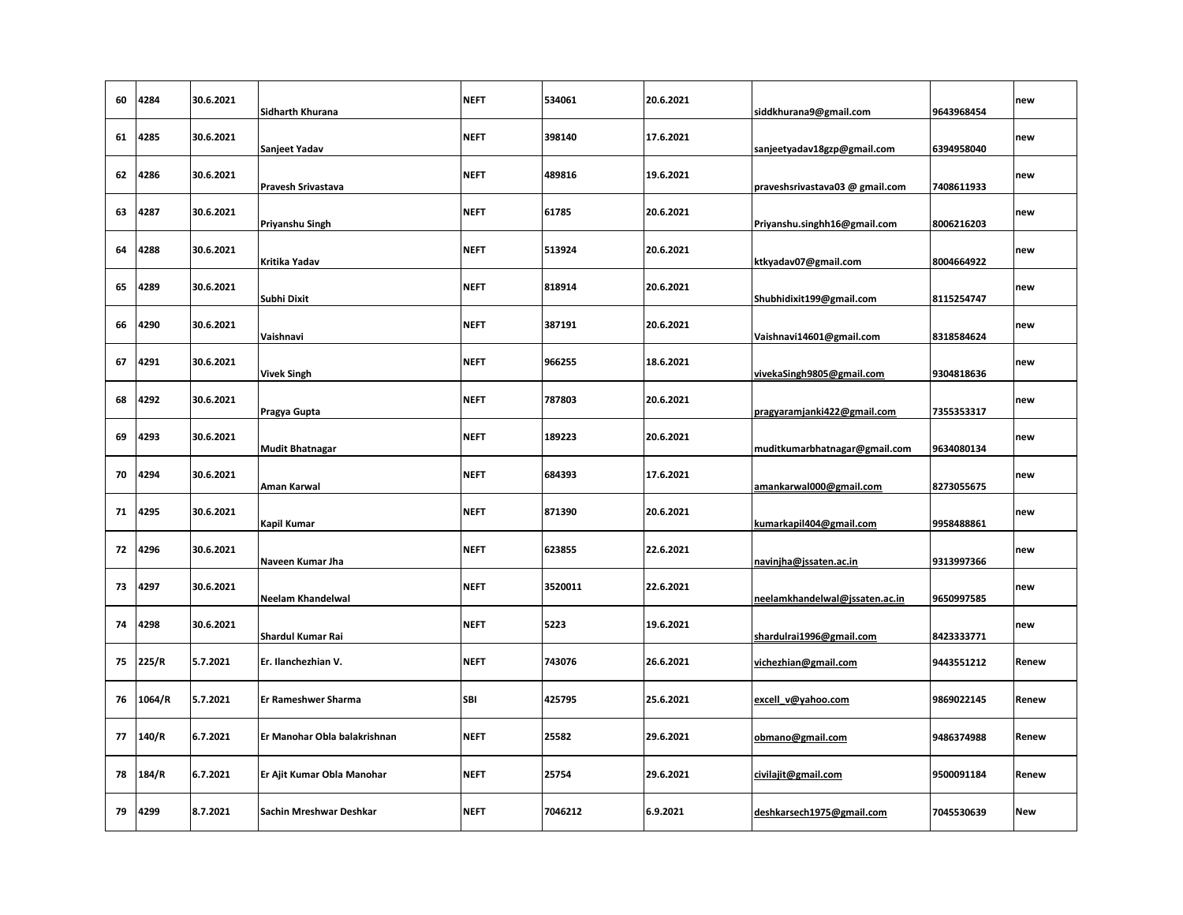| 60 | 4284 | 30.6.2021 | Sidharth Khurana | NEFT | 534061 | 20.6.2021 | siddkhurana9@gmail.com | 9643968454 | new |
|---|---|---|---|---|---|---|---|---|---|
| 61 | 4285 | 30.6.2021 | Sanjeet Yadav | NEFT | 398140 | 17.6.2021 | sanjeetyadav18gzp@gmail.com | 6394958040 | new |
| 62 | 4286 | 30.6.2021 | Pravesh Srivastava | NEFT | 489816 | 19.6.2021 | praveshsrivastava03 @ gmail.com | 7408611933 | new |
| 63 | 4287 | 30.6.2021 | Priyanshu Singh | NEFT | 61785 | 20.6.2021 | Priyanshu.singhh16@gmail.com | 8006216203 | new |
| 64 | 4288 | 30.6.2021 | Kritika Yadav | NEFT | 513924 | 20.6.2021 | ktkyadav07@gmail.com | 8004664922 | new |
| 65 | 4289 | 30.6.2021 | Subhi Dixit | NEFT | 818914 | 20.6.2021 | Shubhidixit199@gmail.com | 8115254747 | new |
| 66 | 4290 | 30.6.2021 | Vaishnavi | NEFT | 387191 | 20.6.2021 | Vaishnavi14601@gmail.com | 8318584624 | new |
| 67 | 4291 | 30.6.2021 | Vivek Singh | NEFT | 966255 | 18.6.2021 | vivekaSingh9805@gmail.com | 9304818636 | new |
| 68 | 4292 | 30.6.2021 | Pragya Gupta | NEFT | 787803 | 20.6.2021 | pragyaramjanki422@gmail.com | 7355353317 | new |
| 69 | 4293 | 30.6.2021 | Mudit Bhatnagar | NEFT | 189223 | 20.6.2021 | muditkumarbhatnagar@gmail.com | 9634080134 | new |
| 70 | 4294 | 30.6.2021 | Aman Karwal | NEFT | 684393 | 17.6.2021 | amankarwal000@gmail.com | 8273055675 | new |
| 71 | 4295 | 30.6.2021 | Kapil Kumar | NEFT | 871390 | 20.6.2021 | kumarkapil404@gmail.com | 9958488861 | new |
| 72 | 4296 | 30.6.2021 | Naveen Kumar Jha | NEFT | 623855 | 22.6.2021 | navinjha@jssaten.ac.in | 9313997366 | new |
| 73 | 4297 | 30.6.2021 | Neelam Khandelwal | NEFT | 3520011 | 22.6.2021 | neelamkhandelwal@jssaten.ac.in | 9650997585 | new |
| 74 | 4298 | 30.6.2021 | Shardul Kumar Rai | NEFT | 5223 | 19.6.2021 | shardulrai1996@gmail.com | 8423333771 | new |
| 75 | 225/R | 5.7.2021 | Er. Ilanchezhian V. | NEFT | 743076 | 26.6.2021 | vichezhian@gmail.com | 9443551212 | Renew |
| 76 | 1064/R | 5.7.2021 | Er Rameshwer Sharma | SBI | 425795 | 25.6.2021 | excell_v@yahoo.com | 9869022145 | Renew |
| 77 | 140/R | 6.7.2021 | Er Manohar Obla balakrishnan | NEFT | 25582 | 29.6.2021 | obmano@gmail.com | 9486374988 | Renew |
| 78 | 184/R | 6.7.2021 | Er Ajit Kumar Obla Manohar | NEFT | 25754 | 29.6.2021 | civilajit@gmail.com | 9500091184 | Renew |
| 79 | 4299 | 8.7.2021 | Sachin Mreshwar Deshkar | NEFT | 7046212 | 6.9.2021 | deshkarsech1975@gmail.com | 7045530639 | New |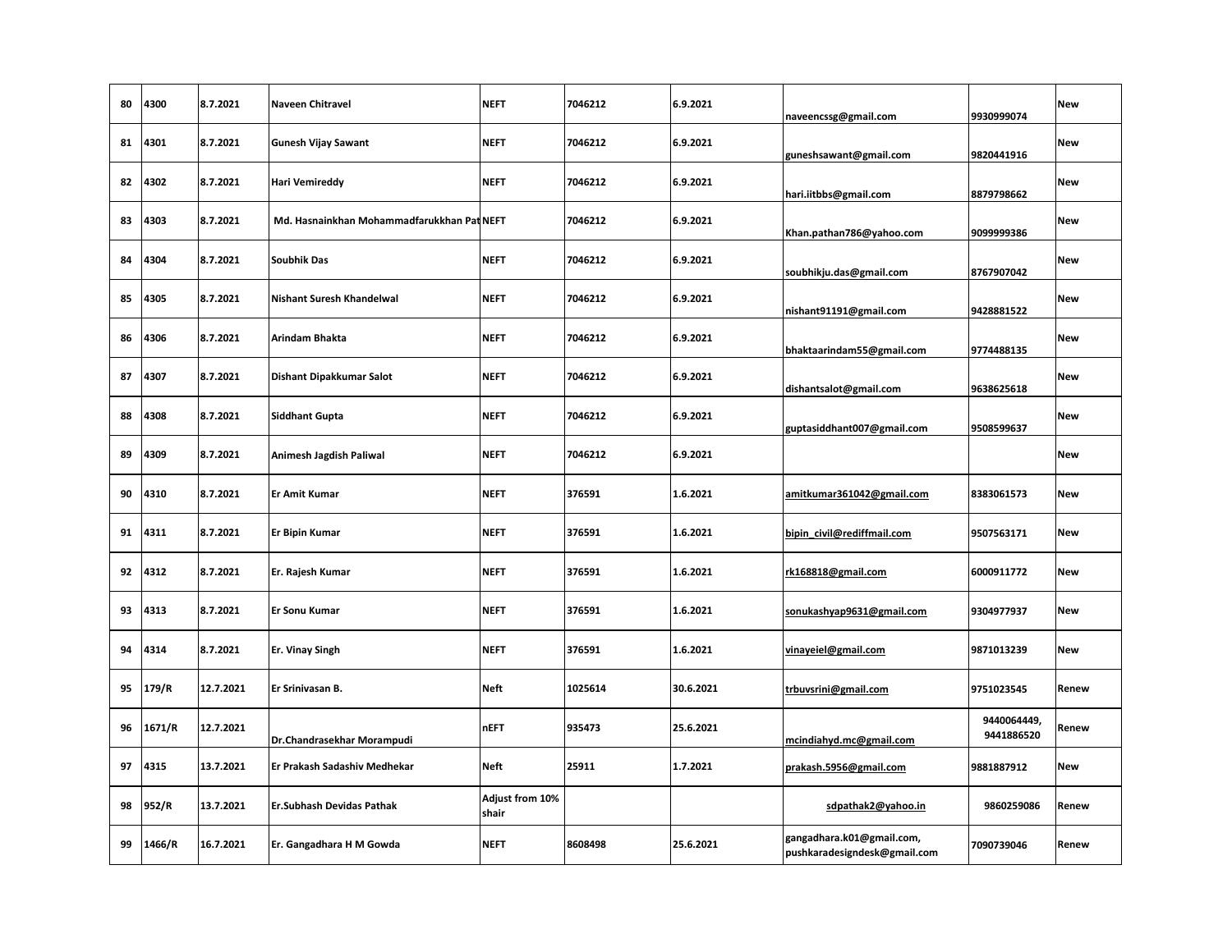| 80 | 4300 | 8.7.2021 | Naveen Chitravel | NEFT | 7046212 | 6.9.2021 | naveencssg@gmail.com | 9930999074 | New |
|---|---|---|---|---|---|---|---|---|---|
| 81 | 4301 | 8.7.2021 | Gunesh Vijay Sawant | NEFT | 7046212 | 6.9.2021 | guneshsawant@gmail.com | 9820441916 | New |
| 82 | 4302 | 8.7.2021 | Hari Vemireddy | NEFT | 7046212 | 6.9.2021 | hari.iitbbs@gmail.com | 8879798662 | New |
| 83 | 4303 | 8.7.2021 | Md. Hasnainkhan Mohammadfarukkhan Pat | NEFT | 7046212 | 6.9.2021 | Khan.pathan786@yahoo.com | 9099999386 | New |
| 84 | 4304 | 8.7.2021 | Soubhik Das | NEFT | 7046212 | 6.9.2021 | soubhikju.das@gmail.com | 8767907042 | New |
| 85 | 4305 | 8.7.2021 | Nishant Suresh Khandelwal | NEFT | 7046212 | 6.9.2021 | nishant91191@gmail.com | 9428881522 | New |
| 86 | 4306 | 8.7.2021 | Arindam Bhakta | NEFT | 7046212 | 6.9.2021 | bhaktaarindam55@gmail.com | 9774488135 | New |
| 87 | 4307 | 8.7.2021 | Dishant Dipakkumar Salot | NEFT | 7046212 | 6.9.2021 | dishantsalot@gmail.com | 9638625618 | New |
| 88 | 4308 | 8.7.2021 | Siddhant Gupta | NEFT | 7046212 | 6.9.2021 | guptasiddhant007@gmail.com | 9508599637 | New |
| 89 | 4309 | 8.7.2021 | Animesh Jagdish Paliwal | NEFT | 7046212 | 6.9.2021 | | | New |
| 90 | 4310 | 8.7.2021 | Er Amit Kumar | NEFT | 376591 | 1.6.2021 | amitkumar361042@gmail.com | 8383061573 | New |
| 91 | 4311 | 8.7.2021 | Er Bipin Kumar | NEFT | 376591 | 1.6.2021 | bipin_civil@rediffmail.com | 9507563171 | New |
| 92 | 4312 | 8.7.2021 | Er. Rajesh Kumar | NEFT | 376591 | 1.6.2021 | rk168818@gmail.com | 6000911772 | New |
| 93 | 4313 | 8.7.2021 | Er Sonu Kumar | NEFT | 376591 | 1.6.2021 | sonukashyap9631@gmail.com | 9304977937 | New |
| 94 | 4314 | 8.7.2021 | Er. Vinay Singh | NEFT | 376591 | 1.6.2021 | vinayeiel@gmail.com | 9871013239 | New |
| 95 | 179/R | 12.7.2021 | Er Srinivasan B. | Neft | 1025614 | 30.6.2021 | trbuvsrini@gmail.com | 9751023545 | Renew |
| 96 | 1671/R | 12.7.2021 | Dr.Chandrasekhar Morampudi | nEFT | 935473 | 25.6.2021 | mcindiahyd.mc@gmail.com | 9440064449, 9441886520 | Renew |
| 97 | 4315 | 13.7.2021 | Er Prakash Sadashiv Medhekar | Neft | 25911 | 1.7.2021 | prakash.5956@gmail.com | 9881887912 | New |
| 98 | 952/R | 13.7.2021 | Er.Subhash Devidas Pathak | Adjust from 10% shair | | | sdpathak2@yahoo.in | 9860259086 | Renew |
| 99 | 1466/R | 16.7.2021 | Er. Gangadhara H M Gowda | NEFT | 8608498 | 25.6.2021 | gangadhara.k01@gmail.com, pushkaradesigndesk@gmail.com | 7090739046 | Renew |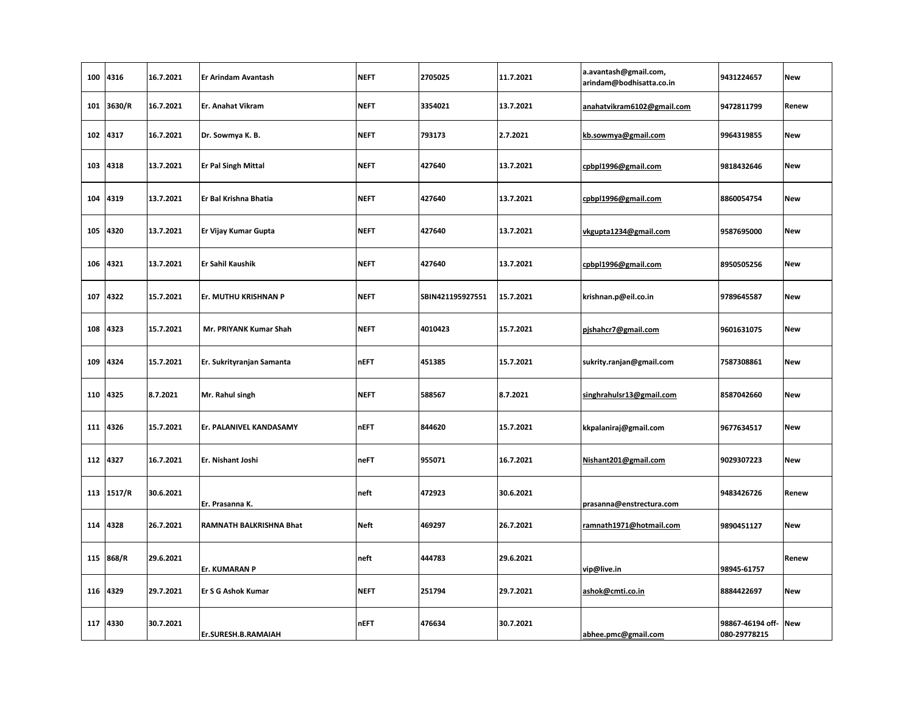| 100 | 4316 | 16.7.2021 | Er Arindam Avantash | NEFT | 2705025 | 11.7.2021 | a.avantash@gmail.com, arindam@bodhisatta.co.in | 9431224657 | New |
|---|---|---|---|---|---|---|---|---|---|
| 101 | 3630/R | 16.7.2021 | Er. Anahat Vikram | NEFT | 3354021 | 13.7.2021 | anahatvikram6102@gmail.com | 9472811799 | Renew |
| 102 | 4317 | 16.7.2021 | Dr. Sowmya K. B. | NEFT | 793173 | 2.7.2021 | kb.sowmya@gmail.com | 9964319855 | New |
| 103 | 4318 | 13.7.2021 | Er Pal Singh Mittal | NEFT | 427640 | 13.7.2021 | cpbpl1996@gmail.com | 9818432646 | New |
| 104 | 4319 | 13.7.2021 | Er Bal Krishna Bhatia | NEFT | 427640 | 13.7.2021 | cpbpl1996@gmail.com | 8860054754 | New |
| 105 | 4320 | 13.7.2021 | Er Vijay Kumar Gupta | NEFT | 427640 | 13.7.2021 | vkgupta1234@gmail.com | 9587695000 | New |
| 106 | 4321 | 13.7.2021 | Er Sahil Kaushik | NEFT | 427640 | 13.7.2021 | cpbpl1996@gmail.com | 8950505256 | New |
| 107 | 4322 | 15.7.2021 | Er. MUTHU KRISHNAN P | NEFT | SBIN421195927551 | 15.7.2021 | krishnan.p@eil.co.in | 9789645587 | New |
| 108 | 4323 | 15.7.2021 | Mr. PRIYANK Kumar Shah | NEFT | 4010423 | 15.7.2021 | pjshahcr7@gmail.com | 9601631075 | New |
| 109 | 4324 | 15.7.2021 | Er. Sukrityranjan Samanta | nEFT | 451385 | 15.7.2021 | sukrity.ranjan@gmail.com | 7587308861 | New |
| 110 | 4325 | 8.7.2021 | Mr. Rahul singh | NEFT | 588567 | 8.7.2021 | singhrahulsr13@gmail.com | 8587042660 | New |
| 111 | 4326 | 15.7.2021 | Er. PALANIVEL KANDASAMY | nEFT | 844620 | 15.7.2021 | kkpalaniraj@gmail.com | 9677634517 | New |
| 112 | 4327 | 16.7.2021 | Er. Nishant Joshi | neFT | 955071 | 16.7.2021 | Nishant201@gmail.com | 9029307223 | New |
| 113 | 1517/R | 30.6.2021 | Er. Prasanna K. | neft | 472923 | 30.6.2021 | prasanna@enstrectura.com | 9483426726 | Renew |
| 114 | 4328 | 26.7.2021 | RAMNATH BALKRISHNA Bhat | Neft | 469297 | 26.7.2021 | ramnath1971@hotmail.com | 9890451127 | New |
| 115 | 868/R | 29.6.2021 | Er. KUMARAN P | neft | 444783 | 29.6.2021 | vip@live.in | 98945-61757 | Renew |
| 116 | 4329 | 29.7.2021 | Er S G Ashok Kumar | NEFT | 251794 | 29.7.2021 | ashok@cmti.co.in | 8884422697 | New |
| 117 | 4330 | 30.7.2021 | Er.SURESH.B.RAMAIAH | nEFT | 476634 | 30.7.2021 | abhee.pmc@gmail.com | 98867-46194 off-080-29778215 | New |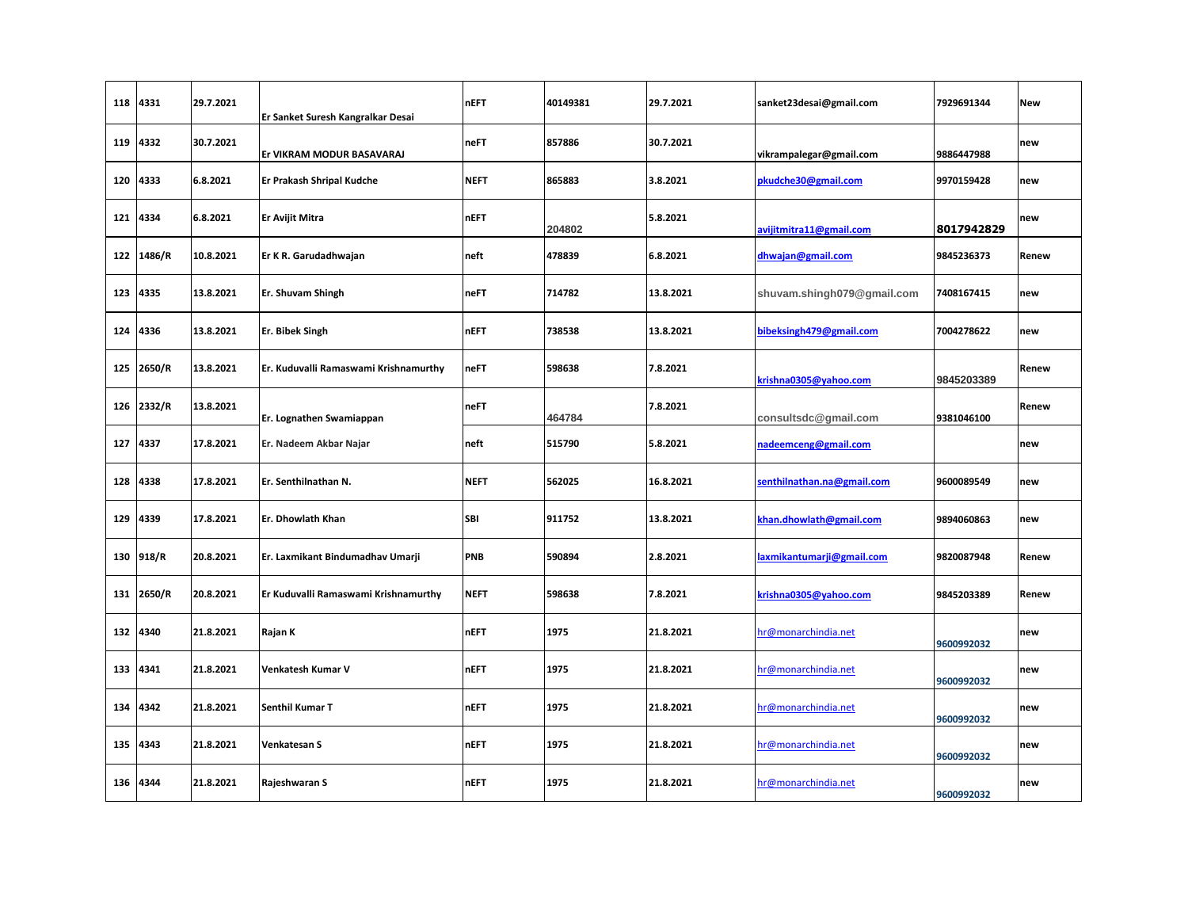| 118 | 4331 | 29.7.2021 | Er Sanket Suresh Kangralkar Desai | nEFT | 40149381 | 29.7.2021 | sanket23desai@gmail.com | 7929691344 | New |
|---|---|---|---|---|---|---|---|---|---|
| 119 | 4332 | 30.7.2021 | Er VIKRAM MODUR BASAVARAJ | neFT | 857886 | 30.7.2021 | vikrampalegar@gmail.com | 9886447988 | new |
| 120 | 4333 | 6.8.2021 | Er Prakash Shripal Kudche | NEFT | 865883 | 3.8.2021 | pkudche30@gmail.com | 9970159428 | new |
| 121 | 4334 | 6.8.2021 | Er Avijit Mitra | nEFT | 204802 | 5.8.2021 | avijitmitra11@gmail.com | 8017942829 | new |
| 122 | 1486/R | 10.8.2021 | Er K R. Garudadhwajan | neft | 478839 | 6.8.2021 | dhwajan@gmail.com | 9845236373 | Renew |
| 123 | 4335 | 13.8.2021 | Er. Shuvam Shingh | neFT | 714782 | 13.8.2021 | shuvam.shingh079@gmail.com | 7408167415 | new |
| 124 | 4336 | 13.8.2021 | Er. Bibek Singh | nEFT | 738538 | 13.8.2021 | bibeksingh479@gmail.com | 7004278622 | new |
| 125 | 2650/R | 13.8.2021 | Er. Kuduvalli Ramaswami Krishnamurthy | neFT | 598638 | 7.8.2021 | krishna0305@yahoo.com | 9845203389 | Renew |
| 126 | 2332/R | 13.8.2021 | Er. Lognathen Swamiappan | neFT | 464784 | 7.8.2021 | consultsdc@gmail.com | 9381046100 | Renew |
| 127 | 4337 | 17.8.2021 | Er. Nadeem Akbar Najar | neft | 515790 | 5.8.2021 | nadeemceng@gmail.com | | new |
| 128 | 4338 | 17.8.2021 | Er. Senthilnathan N. | NEFT | 562025 | 16.8.2021 | senthilnathan.na@gmail.com | 9600089549 | new |
| 129 | 4339 | 17.8.2021 | Er. Dhowlath Khan | SBI | 911752 | 13.8.2021 | khan.dhowlath@gmail.com | 9894060863 | new |
| 130 | 918/R | 20.8.2021 | Er. Laxmikant Bindumadhav Umarji | PNB | 590894 | 2.8.2021 | laxmikantumarji@gmail.com | 9820087948 | Renew |
| 131 | 2650/R | 20.8.2021 | Er Kuduvalli Ramaswami Krishnamurthy | NEFT | 598638 | 7.8.2021 | krishna0305@yahoo.com | 9845203389 | Renew |
| 132 | 4340 | 21.8.2021 | Rajan K | nEFT | 1975 | 21.8.2021 | hr@monarchindia.net | 9600992032 | new |
| 133 | 4341 | 21.8.2021 | Venkatesh Kumar V | nEFT | 1975 | 21.8.2021 | hr@monarchindia.net | 9600992032 | new |
| 134 | 4342 | 21.8.2021 | Senthil Kumar T | nEFT | 1975 | 21.8.2021 | hr@monarchindia.net | 9600992032 | new |
| 135 | 4343 | 21.8.2021 | Venkatesan S | nEFT | 1975 | 21.8.2021 | hr@monarchindia.net | 9600992032 | new |
| 136 | 4344 | 21.8.2021 | Rajeshwaran S | nEFT | 1975 | 21.8.2021 | hr@monarchindia.net | 9600992032 | new |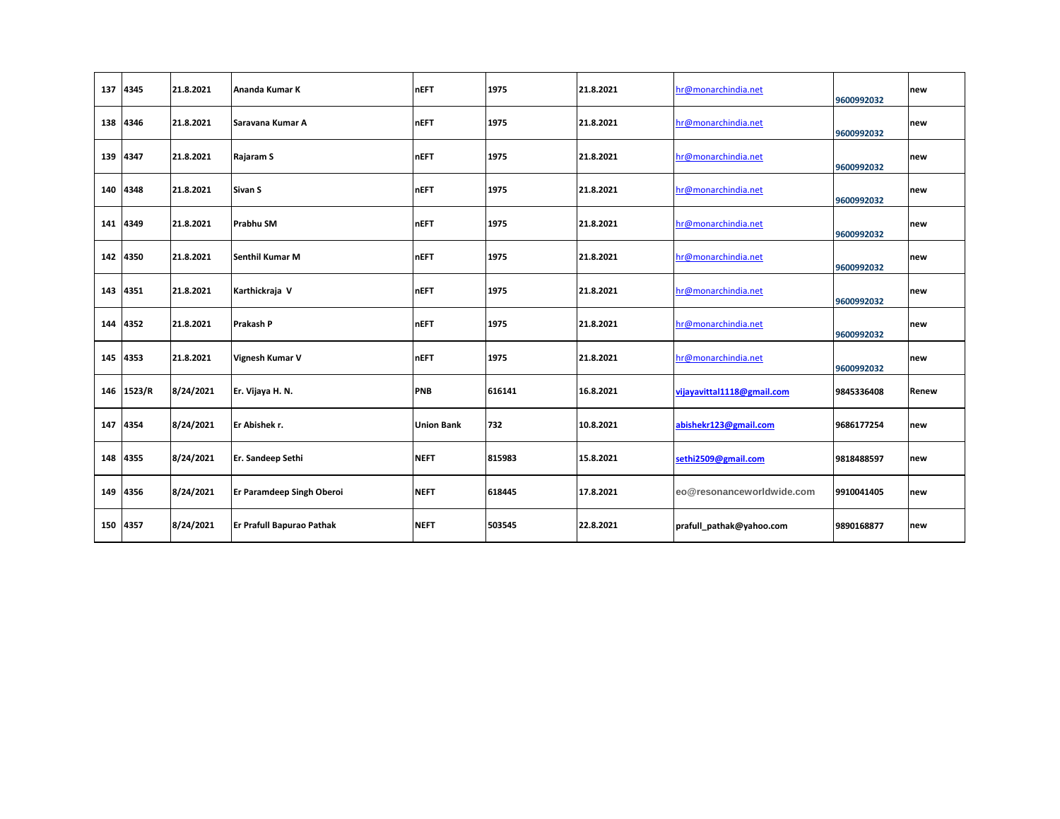| | | | | | | | | | |
|---|---|---|---|---|---|---|---|---|---|
| 137 | 4345 | 21.8.2021 | Ananda Kumar K | nEFT | 1975 | 21.8.2021 | hr@monarchindia.net | 9600992032 | new |
| 138 | 4346 | 21.8.2021 | Saravana Kumar A | nEFT | 1975 | 21.8.2021 | hr@monarchindia.net | 9600992032 | new |
| 139 | 4347 | 21.8.2021 | Rajaram S | nEFT | 1975 | 21.8.2021 | hr@monarchindia.net | 9600992032 | new |
| 140 | 4348 | 21.8.2021 | Sivan S | nEFT | 1975 | 21.8.2021 | hr@monarchindia.net | 9600992032 | new |
| 141 | 4349 | 21.8.2021 | Prabhu SM | nEFT | 1975 | 21.8.2021 | hr@monarchindia.net | 9600992032 | new |
| 142 | 4350 | 21.8.2021 | Senthil Kumar M | nEFT | 1975 | 21.8.2021 | hr@monarchindia.net | 9600992032 | new |
| 143 | 4351 | 21.8.2021 | Karthickraja V | nEFT | 1975 | 21.8.2021 | hr@monarchindia.net | 9600992032 | new |
| 144 | 4352 | 21.8.2021 | Prakash P | nEFT | 1975 | 21.8.2021 | hr@monarchindia.net | 9600992032 | new |
| 145 | 4353 | 21.8.2021 | Vignesh Kumar V | nEFT | 1975 | 21.8.2021 | hr@monarchindia.net | 9600992032 | new |
| 146 | 1523/R | 8/24/2021 | Er. Vijaya H. N. | PNB | 616141 | 16.8.2021 | vijayavittal1118@gmail.com | 9845336408 | Renew |
| 147 | 4354 | 8/24/2021 | Er Abishek r. | Union Bank | 732 | 10.8.2021 | abishekr123@gmail.com | 9686177254 | new |
| 148 | 4355 | 8/24/2021 | Er. Sandeep Sethi | NEFT | 815983 | 15.8.2021 | sethi2509@gmail.com | 9818488597 | new |
| 149 | 4356 | 8/24/2021 | Er Paramdeep Singh Oberoi | NEFT | 618445 | 17.8.2021 | eo@resonanceworldwide.com | 9910041405 | new |
| 150 | 4357 | 8/24/2021 | Er Prafull Bapurao Pathak | NEFT | 503545 | 22.8.2021 | prafull_pathak@yahoo.com | 9890168877 | new |